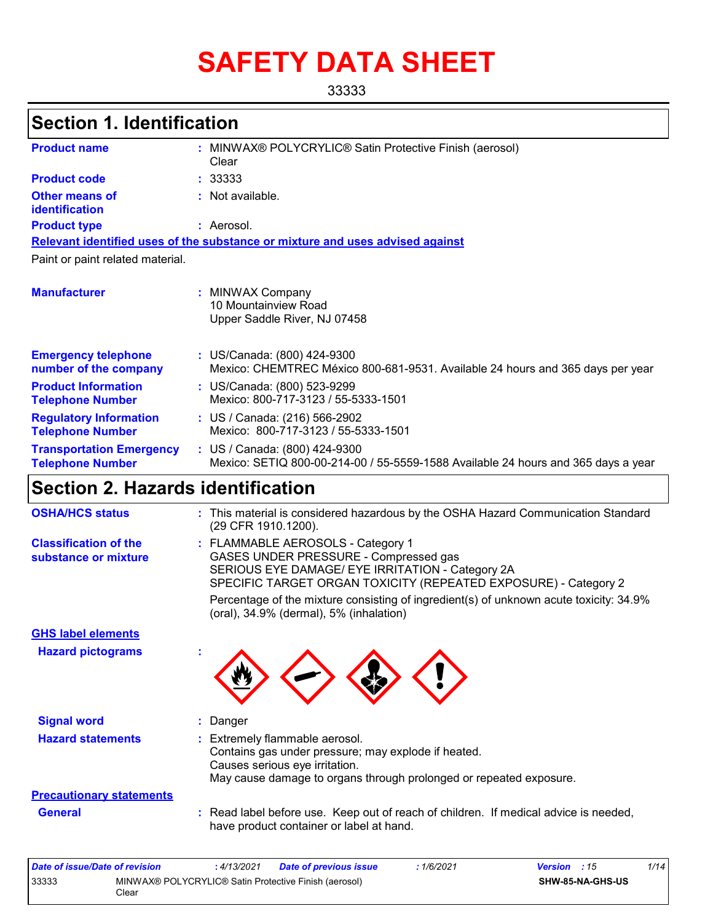# SAFETY DATA SHEET

33333

## Section 1. Identification

**Product name** : MINWAX® POLYCRYLIC® Satin Protective Finish (aerosol) Clear

**Product code** : 33333

**Other means of identification** : Not available.

**Product type** : Aerosol.

**Relevant identified uses of the substance or mixture and uses advised against**

Paint or paint related material.

**Manufacturer** : MINWAX Company
10 Mountainview Road
Upper Saddle River, NJ 07458

**Emergency telephone number of the company** : US/Canada: (800) 424-9300
Mexico: CHEMTREC México 800-681-9531. Available 24 hours and 365 days per year

**Product Information Telephone Number** : US/Canada: (800) 523-9299
Mexico: 800-717-3123 / 55-5333-1501

**Regulatory Information Telephone Number** : US / Canada: (216) 566-2902
Mexico: 800-717-3123 / 55-5333-1501

**Transportation Emergency Telephone Number** : US / Canada: (800) 424-9300
Mexico: SETIQ 800-00-214-00 / 55-5559-1588 Available 24 hours and 365 days a year

## Section 2. Hazards identification

**OSHA/HCS status** : This material is considered hazardous by the OSHA Hazard Communication Standard (29 CFR 1910.1200).

**Classification of the substance or mixture** : FLAMMABLE AEROSOLS - Category 1
GASES UNDER PRESSURE - Compressed gas
SERIOUS EYE DAMAGE/ EYE IRRITATION - Category 2A
SPECIFIC TARGET ORGAN TOXICITY (REPEATED EXPOSURE) - Category 2

Percentage of the mixture consisting of ingredient(s) of unknown acute toxicity: 34.9% (oral), 34.9% (dermal), 5% (inhalation)

**GHS label elements**

**Hazard pictograms** :

**Signal word** : Danger

**Hazard statements** : Extremely flammable aerosol.
Contains gas under pressure; may explode if heated.
Causes serious eye irritation.
May cause damage to organs through prolonged or repeated exposure.

**Precautionary statements**

**General** : Read label before use. Keep out of reach of children. If medical advice is needed, have product container or label at hand.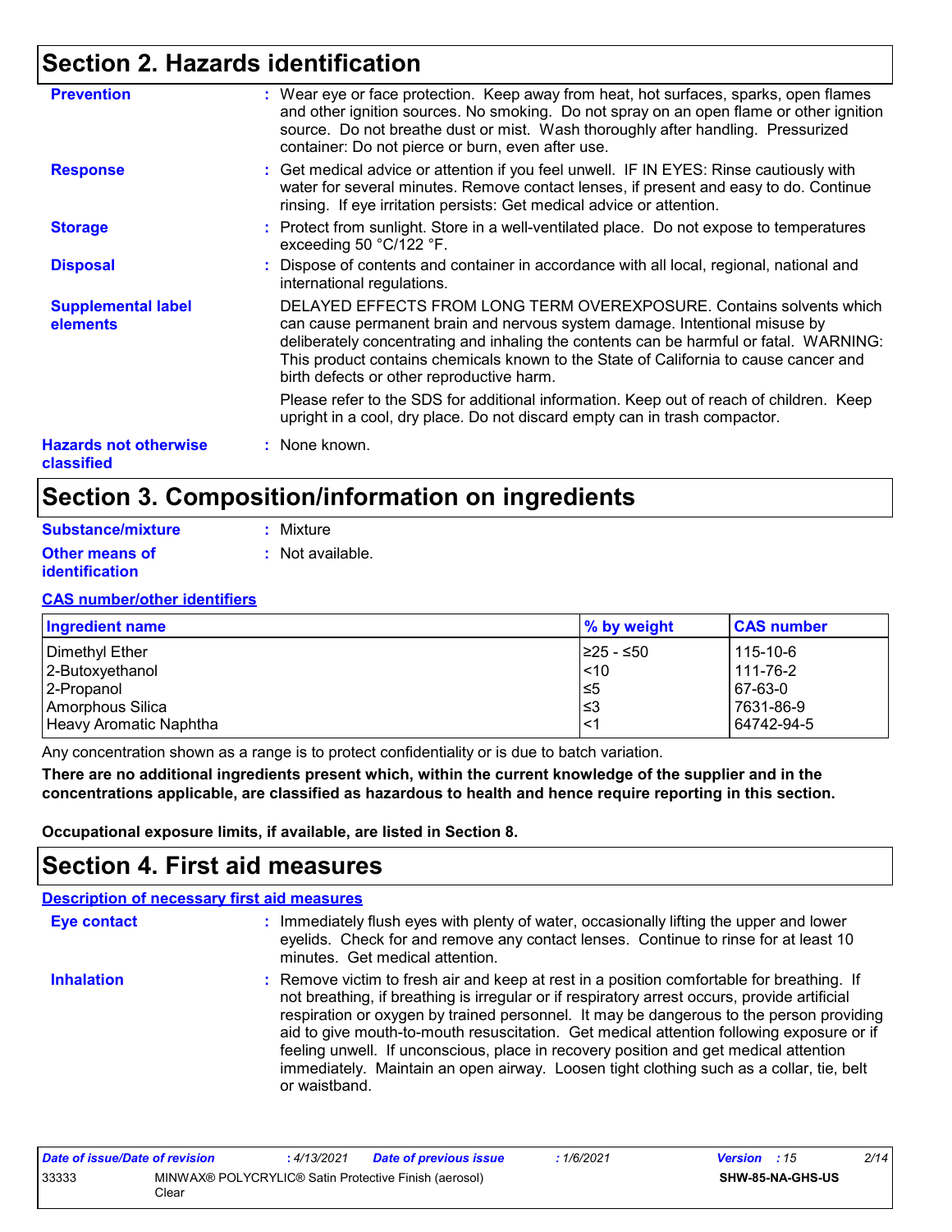## Section 2. Hazards identification

**Prevention** : Wear eye or face protection. Keep away from heat, hot surfaces, sparks, open flames and other ignition sources. No smoking. Do not spray on an open flame or other ignition source. Do not breathe dust or mist. Wash thoroughly after handling. Pressurized container: Do not pierce or burn, even after use.

**Response** : Get medical advice or attention if you feel unwell. IF IN EYES: Rinse cautiously with water for several minutes. Remove contact lenses, if present and easy to do. Continue rinsing. If eye irritation persists: Get medical advice or attention.

**Storage** : Protect from sunlight. Store in a well-ventilated place. Do not expose to temperatures exceeding 50 °C/122 °F.

**Disposal** : Dispose of contents and container in accordance with all local, regional, national and international regulations.

**Supplemental label elements** DELAYED EFFECTS FROM LONG TERM OVEREXPOSURE. Contains solvents which can cause permanent brain and nervous system damage. Intentional misuse by deliberately concentrating and inhaling the contents can be harmful or fatal. WARNING: This product contains chemicals known to the State of California to cause cancer and birth defects or other reproductive harm.

Please refer to the SDS for additional information. Keep out of reach of children. Keep upright in a cool, dry place. Do not discard empty can in trash compactor.

**Hazards not otherwise classified** : None known.

## Section 3. Composition/information on ingredients

**Substance/mixture** : Mixture

**Other means of identification** : Not available.

**CAS number/other identifiers**

| Ingredient name | % by weight | CAS number |
|---|---|---|
| Dimethyl Ether | ≥25 - ≤50 | 115-10-6 |
| 2-Butoxyethanol | <10 | 111-76-2 |
| 2-Propanol | ≤5 | 67-63-0 |
| Amorphous Silica | ≤3 | 7631-86-9 |
| Heavy Aromatic Naphtha | <1 | 64742-94-5 |

Any concentration shown as a range is to protect confidentiality or is due to batch variation.

**There are no additional ingredients present which, within the current knowledge of the supplier and in the concentrations applicable, are classified as hazardous to health and hence require reporting in this section.**

**Occupational exposure limits, if available, are listed in Section 8.**

## Section 4. First aid measures

**Description of necessary first aid measures**

**Eye contact** : Immediately flush eyes with plenty of water, occasionally lifting the upper and lower eyelids. Check for and remove any contact lenses. Continue to rinse for at least 10 minutes. Get medical attention.

**Inhalation** : Remove victim to fresh air and keep at rest in a position comfortable for breathing. If not breathing, if breathing is irregular or if respiratory arrest occurs, provide artificial respiration or oxygen by trained personnel. It may be dangerous to the person providing aid to give mouth-to-mouth resuscitation. Get medical attention following exposure or if feeling unwell. If unconscious, place in recovery position and get medical attention immediately. Maintain an open airway. Loosen tight clothing such as a collar, tie, belt or waistband.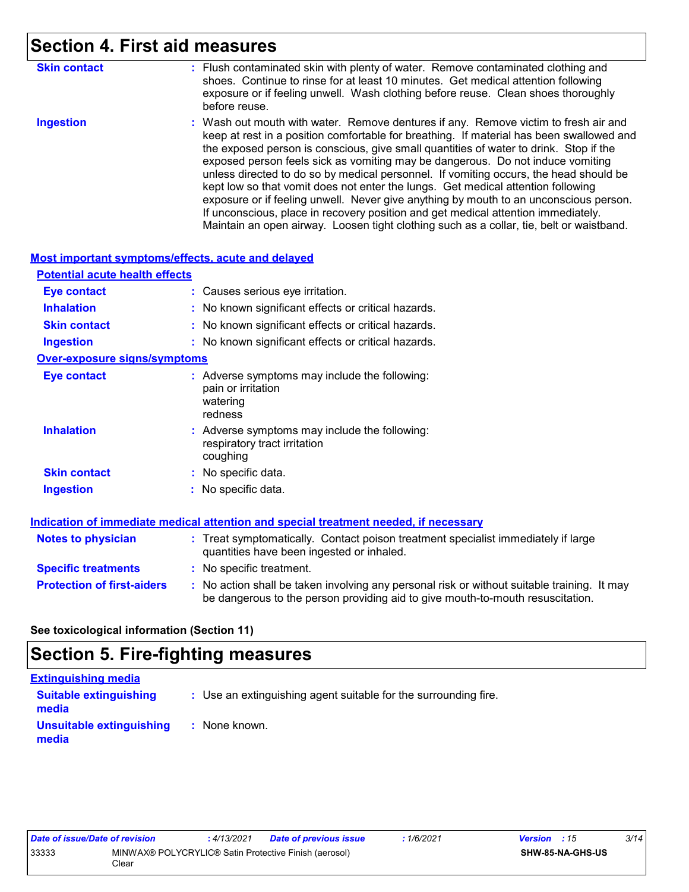# Section 4. First aid measures

| | |
|---|---|
| **Skin contact** | Flush contaminated skin with plenty of water. Remove contaminated clothing and shoes. Continue to rinse for at least 10 minutes. Get medical attention following exposure or if feeling unwell. Wash clothing before reuse. Clean shoes thoroughly before reuse. |
| **Ingestion** | Wash out mouth with water. Remove dentures if any. Remove victim to fresh air and keep at rest in a position comfortable for breathing. If material has been swallowed and the exposed person is conscious, give small quantities of water to drink. Stop if the exposed person feels sick as vomiting may be dangerous. Do not induce vomiting unless directed to do so by medical personnel. If vomiting occurs, the head should be kept low so that vomit does not enter the lungs. Get medical attention following exposure or if feeling unwell. Never give anything by mouth to an unconscious person. If unconscious, place in recovery position and get medical attention immediately. Maintain an open airway. Loosen tight clothing such as a collar, tie, belt or waistband. |

## Most important symptoms/effects, acute and delayed

### Potential acute health effects

| | |
|---|---|
| **Eye contact** | Causes serious eye irritation. |
| **Inhalation** | No known significant effects or critical hazards. |
| **Skin contact** | No known significant effects or critical hazards. |
| **Ingestion** | No known significant effects or critical hazards. |

### Over-exposure signs/symptoms

| | |
|---|---|
| **Eye contact** | Adverse symptoms may include the following:<br>pain or irritation<br>watering<br>redness |
| **Inhalation** | Adverse symptoms may include the following:<br>respiratory tract irritation<br>coughing |
| **Skin contact** | No specific data. |
| **Ingestion** | No specific data. |

## Indication of immediate medical attention and special treatment needed, if necessary

| | |
|---|---|
| **Notes to physician** | Treat symptomatically. Contact poison treatment specialist immediately if large quantities have been ingested or inhaled. |
| **Specific treatments** | No specific treatment. |
| **Protection of first-aiders** | No action shall be taken involving any personal risk or without suitable training. It may be dangerous to the person providing aid to give mouth-to-mouth resuscitation. |

**See toxicological information (Section 11)**

# Section 5. Fire-fighting measures

## Extinguishing media

| | |
|---|---|
| **Suitable extinguishing media** | Use an extinguishing agent suitable for the surrounding fire. |
| **Unsuitable extinguishing media** | None known. |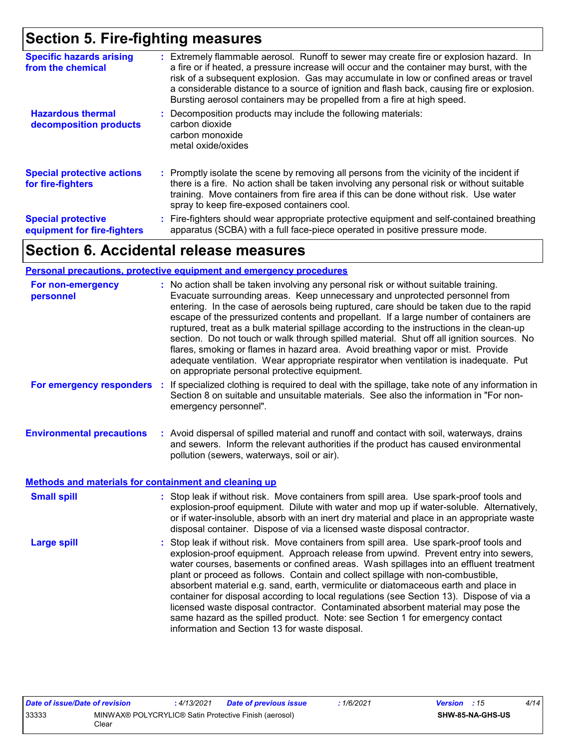## Section 5. Fire-fighting measures

**Specific hazards arising from the chemical** : Extremely flammable aerosol. Runoff to sewer may create fire or explosion hazard. In a fire or if heated, a pressure increase will occur and the container may burst, with the risk of a subsequent explosion. Gas may accumulate in low or confined areas or travel a considerable distance to a source of ignition and flash back, causing fire or explosion. Bursting aerosol containers may be propelled from a fire at high speed.

**Hazardous thermal decomposition products** : Decomposition products may include the following materials:
carbon dioxide
carbon monoxide
metal oxide/oxides

**Special protective actions for fire-fighters** : Promptly isolate the scene by removing all persons from the vicinity of the incident if there is a fire. No action shall be taken involving any personal risk or without suitable training. Move containers from fire area if this can be done without risk. Use water spray to keep fire-exposed containers cool.

**Special protective equipment for fire-fighters** : Fire-fighters should wear appropriate protective equipment and self-contained breathing apparatus (SCBA) with a full face-piece operated in positive pressure mode.

## Section 6. Accidental release measures

### Personal precautions, protective equipment and emergency procedures

**For non-emergency personnel** : No action shall be taken involving any personal risk or without suitable training. Evacuate surrounding areas. Keep unnecessary and unprotected personnel from entering. In the case of aerosols being ruptured, care should be taken due to the rapid escape of the pressurized contents and propellant. If a large number of containers are ruptured, treat as a bulk material spillage according to the instructions in the clean-up section. Do not touch or walk through spilled material. Shut off all ignition sources. No flares, smoking or flames in hazard area. Avoid breathing vapor or mist. Provide adequate ventilation. Wear appropriate respirator when ventilation is inadequate. Put on appropriate personal protective equipment.

**For emergency responders** : If specialized clothing is required to deal with the spillage, take note of any information in Section 8 on suitable and unsuitable materials. See also the information in "For non-emergency personnel".

**Environmental precautions** : Avoid dispersal of spilled material and runoff and contact with soil, waterways, drains and sewers. Inform the relevant authorities if the product has caused environmental pollution (sewers, waterways, soil or air).

### Methods and materials for containment and cleaning up

**Small spill** : Stop leak if without risk. Move containers from spill area. Use spark-proof tools and explosion-proof equipment. Dilute with water and mop up if water-soluble. Alternatively, or if water-insoluble, absorb with an inert dry material and place in an appropriate waste disposal container. Dispose of via a licensed waste disposal contractor.

**Large spill** : Stop leak if without risk. Move containers from spill area. Use spark-proof tools and explosion-proof equipment. Approach release from upwind. Prevent entry into sewers, water courses, basements or confined areas. Wash spillages into an effluent treatment plant or proceed as follows. Contain and collect spillage with non-combustible, absorbent material e.g. sand, earth, vermiculite or diatomaceous earth and place in container for disposal according to local regulations (see Section 13). Dispose of via a licensed waste disposal contractor. Contaminated absorbent material may pose the same hazard as the spilled product. Note: see Section 1 for emergency contact information and Section 13 for waste disposal.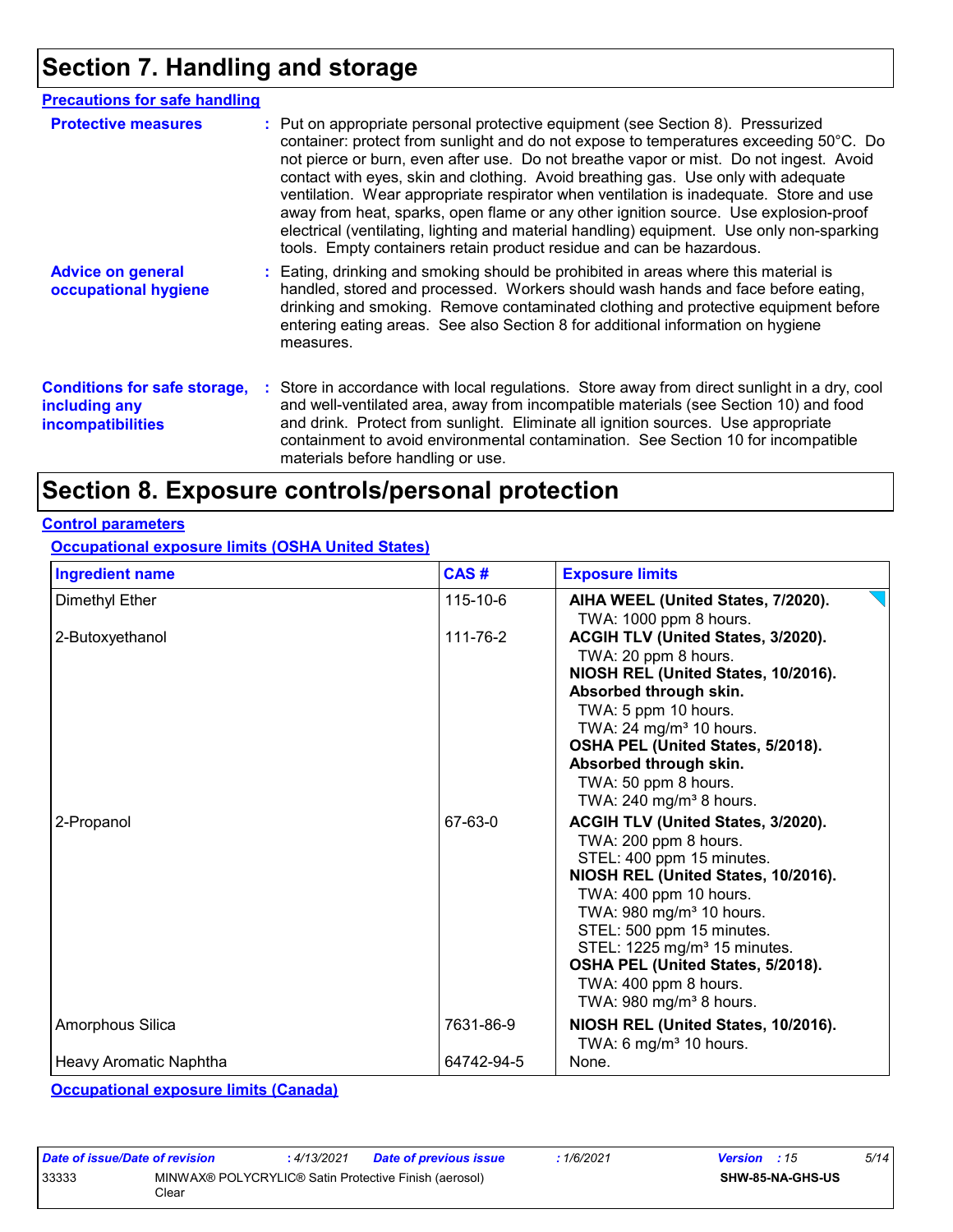# Section 7. Handling and storage

### Precautions for safe handling

**Protective measures** : Put on appropriate personal protective equipment (see Section 8). Pressurized container: protect from sunlight and do not expose to temperatures exceeding 50°C. Do not pierce or burn, even after use. Do not breathe vapor or mist. Do not ingest. Avoid contact with eyes, skin and clothing. Avoid breathing gas. Use only with adequate ventilation. Wear appropriate respirator when ventilation is inadequate. Store and use away from heat, sparks, open flame or any other ignition source. Use explosion-proof electrical (ventilating, lighting and material handling) equipment. Use only non-sparking tools. Empty containers retain product residue and can be hazardous.

**Advice on general occupational hygiene** : Eating, drinking and smoking should be prohibited in areas where this material is handled, stored and processed. Workers should wash hands and face before eating, drinking and smoking. Remove contaminated clothing and protective equipment before entering eating areas. See also Section 8 for additional information on hygiene measures.

**Conditions for safe storage, including any incompatibilities** : Store in accordance with local regulations. Store away from direct sunlight in a dry, cool and well-ventilated area, away from incompatible materials (see Section 10) and food and drink. Protect from sunlight. Eliminate all ignition sources. Use appropriate containment to avoid environmental contamination. See Section 10 for incompatible materials before handling or use.

# Section 8. Exposure controls/personal protection

### Control parameters

#### Occupational exposure limits (OSHA United States)

| Ingredient name | CAS # | Exposure limits |
| --- | --- | --- |
| Dimethyl Ether | 115-10-6 | **AIHA WEEL (United States, 7/2020).**<br>TWA: 1000 ppm 8 hours. |
| 2-Butoxyethanol | 111-76-2 | **ACGIH TLV (United States, 3/2020).**<br>TWA: 20 ppm 8 hours.<br>**NIOSH REL (United States, 10/2016). Absorbed through skin.**<br>TWA: 5 ppm 10 hours.<br>TWA: 24 mg/m³ 10 hours.<br>**OSHA PEL (United States, 5/2018). Absorbed through skin.**<br>TWA: 50 ppm 8 hours.<br>TWA: 240 mg/m³ 8 hours. |
| 2-Propanol | 67-63-0 | **ACGIH TLV (United States, 3/2020).**<br>TWA: 200 ppm 8 hours.<br>STEL: 400 ppm 15 minutes.<br>**NIOSH REL (United States, 10/2016).**<br>TWA: 400 ppm 10 hours.<br>TWA: 980 mg/m³ 10 hours.<br>STEL: 500 ppm 15 minutes.<br>STEL: 1225 mg/m³ 15 minutes.<br>**OSHA PEL (United States, 5/2018).**<br>TWA: 400 ppm 8 hours.<br>TWA: 980 mg/m³ 8 hours. |
| Amorphous Silica | 7631-86-9 | **NIOSH REL (United States, 10/2016).**<br>TWA: 6 mg/m³ 10 hours. |
| Heavy Aromatic Naphtha | 64742-94-5 | None. |

#### Occupational exposure limits (Canada)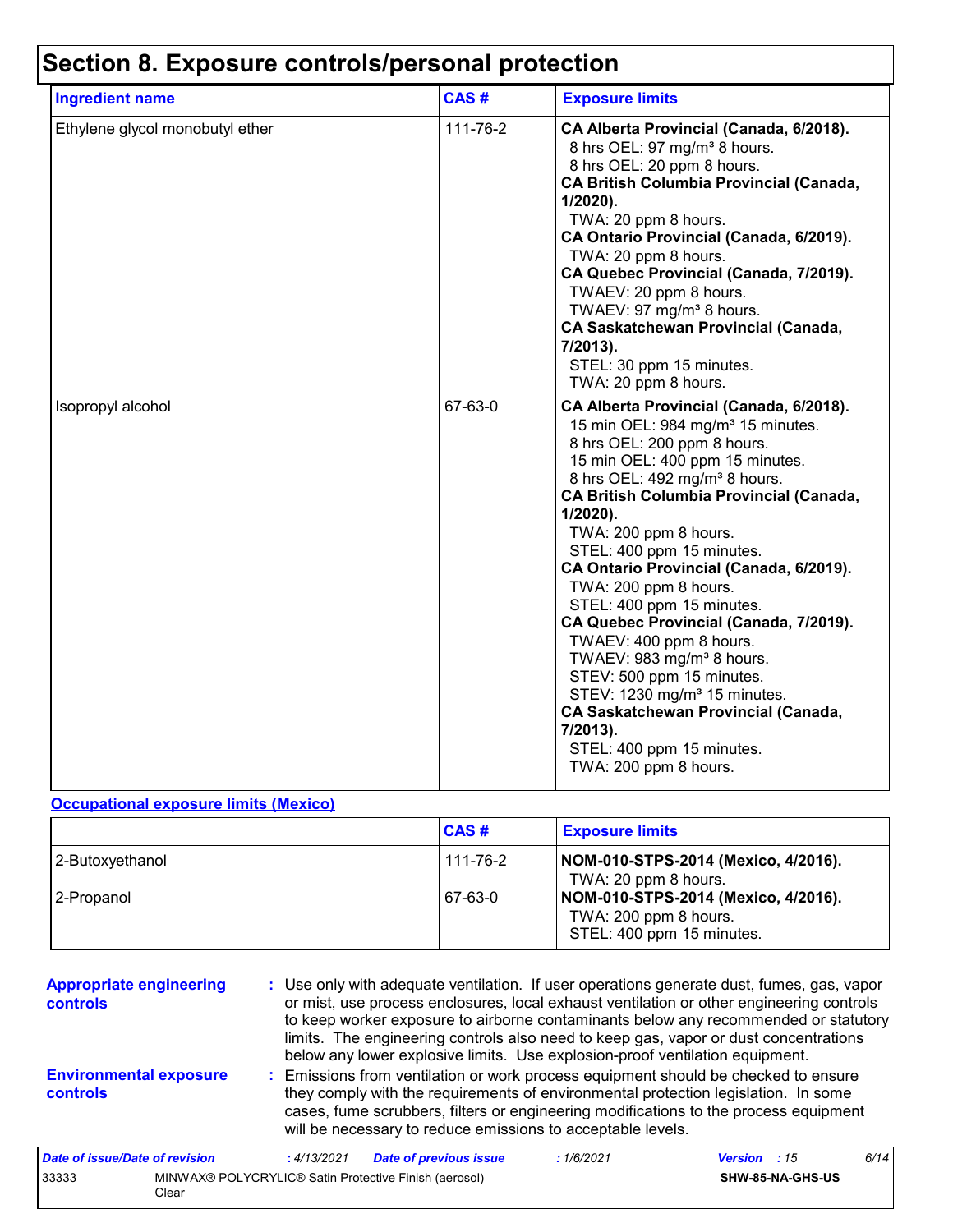# Section 8. Exposure controls/personal protection

| Ingredient name | CAS # | Exposure limits |
|---|---|---|
| Ethylene glycol monobutyl ether | 111-76-2 | **CA Alberta Provincial (Canada, 6/2018).**<br>8 hrs OEL: 97 mg/m³ 8 hours.<br>8 hrs OEL: 20 ppm 8 hours.<br>**CA British Columbia Provincial (Canada, 1/2020).**<br>TWA: 20 ppm 8 hours.<br>**CA Ontario Provincial (Canada, 6/2019).**<br>TWA: 20 ppm 8 hours.<br>**CA Quebec Provincial (Canada, 7/2019).**<br>TWAEV: 20 ppm 8 hours.<br>TWAEV: 97 mg/m³ 8 hours.<br>**CA Saskatchewan Provincial (Canada, 7/2013).**<br>STEL: 30 ppm 15 minutes.<br>TWA: 20 ppm 8 hours. |
| Isopropyl alcohol | 67-63-0 | **CA Alberta Provincial (Canada, 6/2018).**<br>15 min OEL: 984 mg/m³ 15 minutes.<br>8 hrs OEL: 200 ppm 8 hours.<br>15 min OEL: 400 ppm 15 minutes.<br>8 hrs OEL: 492 mg/m³ 8 hours.<br>**CA British Columbia Provincial (Canada, 1/2020).**<br>TWA: 200 ppm 8 hours.<br>STEL: 400 ppm 15 minutes.<br>**CA Ontario Provincial (Canada, 6/2019).**<br>TWA: 200 ppm 8 hours.<br>STEL: 400 ppm 15 minutes.<br>**CA Quebec Provincial (Canada, 7/2019).**<br>TWAEV: 400 ppm 8 hours.<br>TWAEV: 983 mg/m³ 8 hours.<br>STEV: 500 ppm 15 minutes.<br>STEV: 1230 mg/m³ 15 minutes.<br>**CA Saskatchewan Provincial (Canada, 7/2013).**<br>STEL: 400 ppm 15 minutes.<br>TWA: 200 ppm 8 hours. |

**Occupational exposure limits (Mexico)**

| | CAS # | Exposure limits |
|---|---|---|
| 2-Butoxyethanol | 111-76-2 | **NOM-010-STPS-2014 (Mexico, 4/2016).**<br>TWA: 20 ppm 8 hours. |
| 2-Propanol | 67-63-0 | **NOM-010-STPS-2014 (Mexico, 4/2016).**<br>TWA: 200 ppm 8 hours.<br>STEL: 400 ppm 15 minutes. |

**Appropriate engineering controls** : Use only with adequate ventilation. If user operations generate dust, fumes, gas, vapor or mist, use process enclosures, local exhaust ventilation or other engineering controls to keep worker exposure to airborne contaminants below any recommended or statutory limits. The engineering controls also need to keep gas, vapor or dust concentrations below any lower explosive limits. Use explosion-proof ventilation equipment.

**Environmental exposure controls** : Emissions from ventilation or work process equipment should be checked to ensure they comply with the requirements of environmental protection legislation. In some cases, fume scrubbers, filters or engineering modifications to the process equipment will be necessary to reduce emissions to acceptable levels.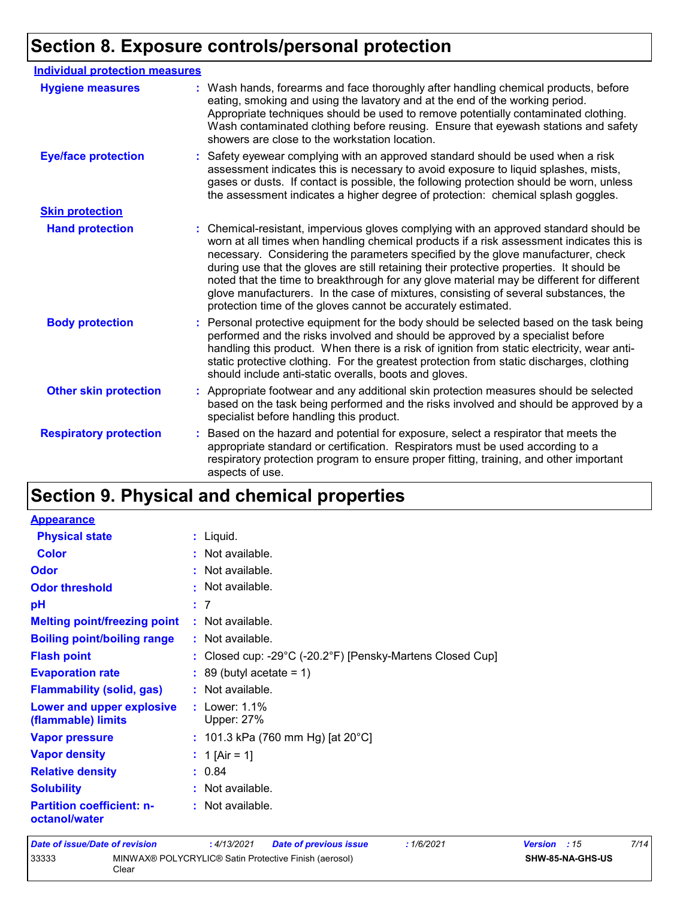## Section 8. Exposure controls/personal protection

**Individual protection measures**

**Hygiene measures** : Wash hands, forearms and face thoroughly after handling chemical products, before eating, smoking and using the lavatory and at the end of the working period. Appropriate techniques should be used to remove potentially contaminated clothing. Wash contaminated clothing before reusing. Ensure that eyewash stations and safety showers are close to the workstation location.

**Eye/face protection** : Safety eyewear complying with an approved standard should be used when a risk assessment indicates this is necessary to avoid exposure to liquid splashes, mists, gases or dusts. If contact is possible, the following protection should be worn, unless the assessment indicates a higher degree of protection: chemical splash goggles.

**Skin protection**

**Hand protection** : Chemical-resistant, impervious gloves complying with an approved standard should be worn at all times when handling chemical products if a risk assessment indicates this is necessary. Considering the parameters specified by the glove manufacturer, check during use that the gloves are still retaining their protective properties. It should be noted that the time to breakthrough for any glove material may be different for different glove manufacturers. In the case of mixtures, consisting of several substances, the protection time of the gloves cannot be accurately estimated.

**Body protection** : Personal protective equipment for the body should be selected based on the task being performed and the risks involved and should be approved by a specialist before handling this product. When there is a risk of ignition from static electricity, wear anti-static protective clothing. For the greatest protection from static discharges, clothing should include anti-static overalls, boots and gloves.

**Other skin protection** : Appropriate footwear and any additional skin protection measures should be selected based on the task being performed and the risks involved and should be approved by a specialist before handling this product.

**Respiratory protection** : Based on the hazard and potential for exposure, select a respirator that meets the appropriate standard or certification. Respirators must be used according to a respiratory protection program to ensure proper fitting, training, and other important aspects of use.

## Section 9. Physical and chemical properties

**Appearance**

**Physical state** : Liquid.

**Color** : Not available.

**Odor** : Not available.

**Odor threshold** : Not available.

**pH** : 7

**Melting point/freezing point** : Not available.

**Boiling point/boiling range** : Not available.

**Flash point** : Closed cup: -29°C (-20.2°F) [Pensky-Martens Closed Cup]

**Evaporation rate** : 89 (butyl acetate = 1)

**Flammability (solid, gas)** : Not available.

**Lower and upper explosive (flammable) limits** : Lower: 1.1%
Upper: 27%

**Vapor pressure** : 101.3 kPa (760 mm Hg) [at 20°C]

**Vapor density** : 1 [Air = 1]

**Relative density** : 0.84

**Solubility** : Not available.

**Partition coefficient: n-octanol/water** : Not available.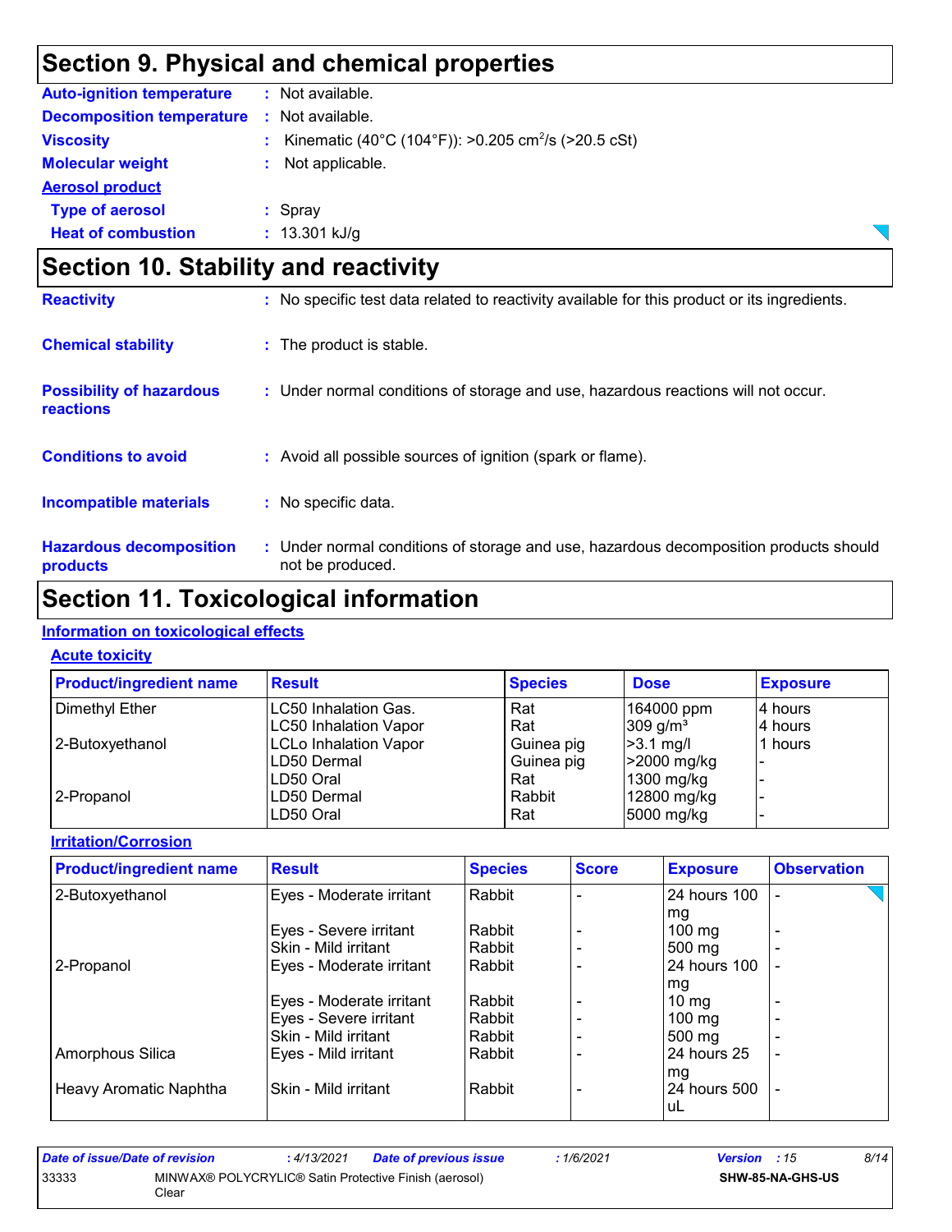## Section 9. Physical and chemical properties

**Auto-ignition temperature** : Not available.

**Decomposition temperature** : Not available.

**Viscosity** : Kinematic (40°C (104°F)): >0.205 $cm^2/s$ (>20.5 cSt)

**Molecular weight** : Not applicable.

**Aerosol product**

**Type of aerosol** : Spray

**Heat of combustion** : 13.301 kJ/g

## Section 10. Stability and reactivity

**Reactivity** : No specific test data related to reactivity available for this product or its ingredients.

**Chemical stability** : The product is stable.

**Possibility of hazardous reactions** : Under normal conditions of storage and use, hazardous reactions will not occur.

**Conditions to avoid** : Avoid all possible sources of ignition (spark or flame).

**Incompatible materials** : No specific data.

**Hazardous decomposition products** : Under normal conditions of storage and use, hazardous decomposition products should not be produced.

## Section 11. Toxicological information

**Information on toxicological effects**

**Acute toxicity**

| Product/ingredient name | Result | Species | Dose | Exposure |
|---|---|---|---|---|
| Dimethyl Ether | LC50 Inhalation Gas. | Rat | 164000 ppm | 4 hours |
| | LC50 Inhalation Vapor | Rat | 309 $g/m^3$ | 4 hours |
| 2-Butoxyethanol | LCLo Inhalation Vapor | Guinea pig | >3.1 mg/l | 1 hours |
| | LD50 Dermal | Guinea pig | >2000 mg/kg | - |
| | LD50 Oral | Rat | 1300 mg/kg | - |
| 2-Propanol | LD50 Dermal | Rabbit | 12800 mg/kg | - |
| | LD50 Oral | Rat | 5000 mg/kg | - |

**Irritation/Corrosion**

| Product/ingredient name | Result | Species | Score | Exposure | Observation |
|---|---|---|---|---|---|
| 2-Butoxyethanol | Eyes - Moderate irritant | Rabbit | - | 24 hours 100 mg | - |
| | Eyes - Severe irritant | Rabbit | - | 100 mg | - |
| | Skin - Mild irritant | Rabbit | - | 500 mg | - |
| 2-Propanol | Eyes - Moderate irritant | Rabbit | - | 24 hours 100 mg | - |
| | Eyes - Moderate irritant | Rabbit | - | 10 mg | - |
| | Eyes - Severe irritant | Rabbit | - | 100 mg | - |
| | Skin - Mild irritant | Rabbit | - | 500 mg | - |
| Amorphous Silica | Eyes - Mild irritant | Rabbit | - | 24 hours 25 mg | - |
| Heavy Aromatic Naphtha | Skin - Mild irritant | Rabbit | - | 24 hours 500 uL | - |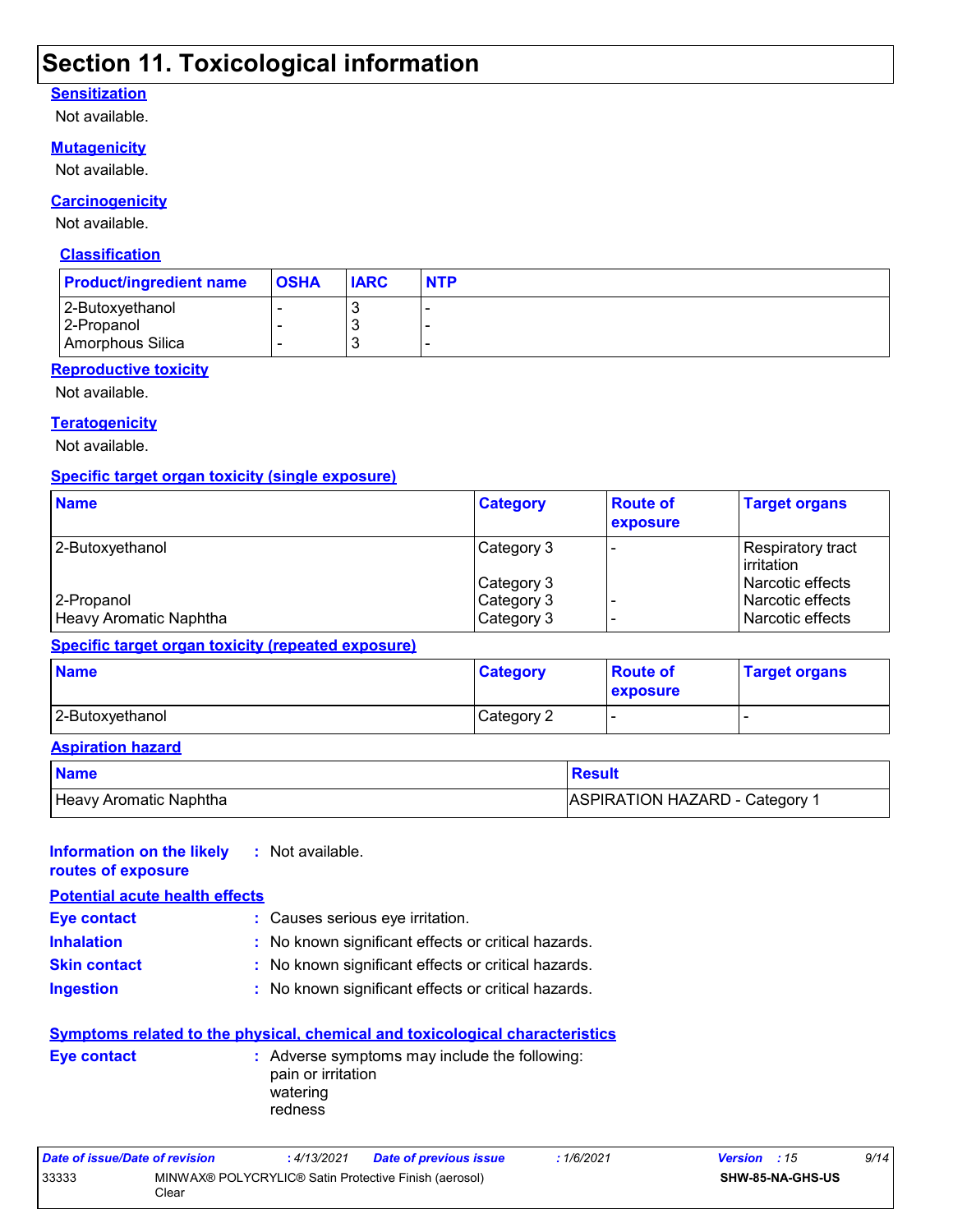# Section 11. Toxicological information

### Sensitization

Not available.

### Mutagenicity

Not available.

### Carcinogenicity

Not available.

#### Classification

| Product/ingredient name | OSHA | IARC | NTP |
|---|---|---|---|
| 2-Butoxyethanol | - | 3 | - |
| 2-Propanol | - | 3 | - |
| Amorphous Silica | - | 3 | - |

### Reproductive toxicity

Not available.

### Teratogenicity

Not available.

### Specific target organ toxicity (single exposure)

| Name | Category | Route of exposure | Target organs |
|---|---|---|---|
| 2-Butoxyethanol | Category 3 | - | Respiratory tract irritation |
| | Category 3 | | Narcotic effects |
| 2-Propanol | Category 3 | - | Narcotic effects |
| Heavy Aromatic Naphtha | Category 3 | - | Narcotic effects |

### Specific target organ toxicity (repeated exposure)

| Name | Category | Route of exposure | Target organs |
|---|---|---|---|
| 2-Butoxyethanol | Category 2 | - | - |

### Aspiration hazard

| Name | Result |
|---|---|
| Heavy Aromatic Naphtha | ASPIRATION HAZARD - Category 1 |

**Information on the likely routes of exposure** : Not available.

### Potential acute health effects

**Eye contact** : Causes serious eye irritation.

**Inhalation** : No known significant effects or critical hazards.

**Skin contact** : No known significant effects or critical hazards.

**Ingestion** : No known significant effects or critical hazards.

### Symptoms related to the physical, chemical and toxicological characteristics

**Eye contact** : Adverse symptoms may include the following:
pain or irritation
watering
redness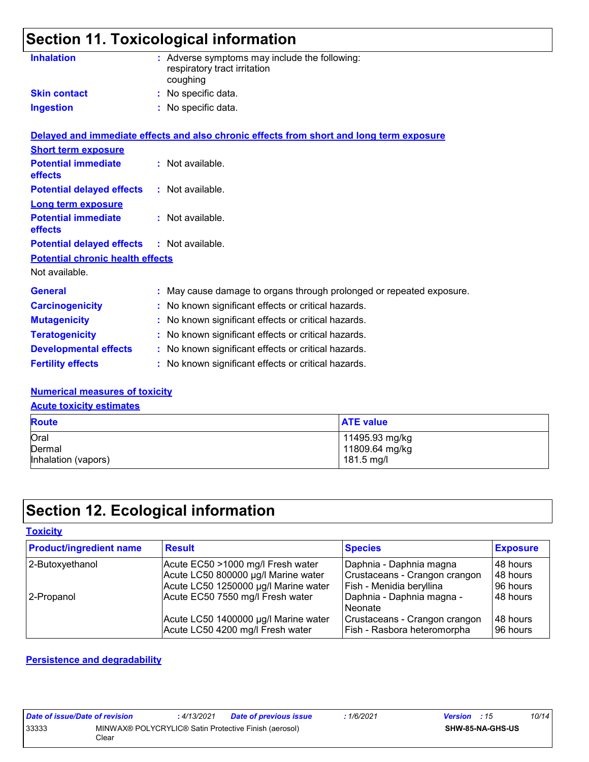## Section 11. Toxicological information

**Inhalation** : Adverse symptoms may include the following:
respiratory tract irritation
coughing

**Skin contact** : No specific data.

**Ingestion** : No specific data.

**Delayed and immediate effects and also chronic effects from short and long term exposure**

**Short term exposure**

**Potential immediate effects** : Not available.

**Potential delayed effects** : Not available.

**Long term exposure**

**Potential immediate effects** : Not available.

**Potential delayed effects** : Not available.

**Potential chronic health effects**

Not available.

**General** : May cause damage to organs through prolonged or repeated exposure.

**Carcinogenicity** : No known significant effects or critical hazards.

**Mutagenicity** : No known significant effects or critical hazards.

**Teratogenicity** : No known significant effects or critical hazards.

**Developmental effects** : No known significant effects or critical hazards.

**Fertility effects** : No known significant effects or critical hazards.

**Numerical measures of toxicity**

**Acute toxicity estimates**

| Route | ATE value |
| --- | --- |
| Oral | 11495.93 mg/kg |
| Dermal | 11809.64 mg/kg |
| Inhalation (vapors) | 181.5 mg/l |

## Section 12. Ecological information

**Toxicity**

| Product/ingredient name | Result | Species | Exposure |
| --- | --- | --- | --- |
| 2-Butoxyethanol | Acute EC50 >1000 mg/l Fresh water | Daphnia - Daphnia magna | 48 hours |
| | Acute LC50 800000 µg/l Marine water | Crustaceans - Crangon crangon | 48 hours |
| | Acute LC50 1250000 µg/l Marine water | Fish - Menidia beryllina | 96 hours |
| 2-Propanol | Acute EC50 7550 mg/l Fresh water | Daphnia - Daphnia magna - Neonate | 48 hours |
| | Acute LC50 1400000 µg/l Marine water | Crustaceans - Crangon crangon | 48 hours |
| | Acute LC50 4200 mg/l Fresh water | Fish - Rasbora heteromorpha | 96 hours |

**Persistence and degradability**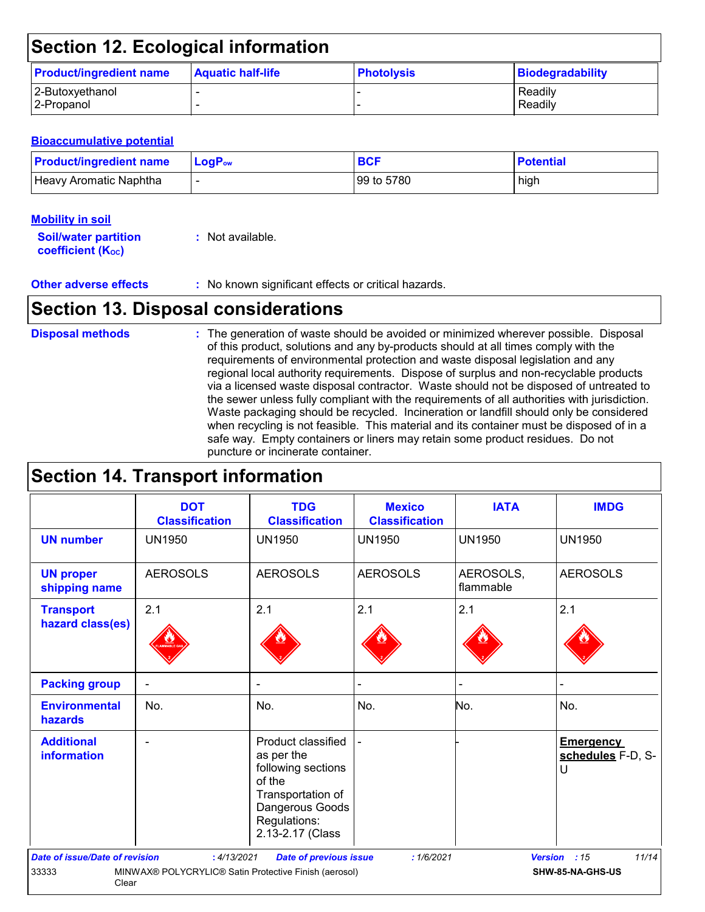## Section 12. Ecological information

| Product/ingredient name | Aquatic half-life | Photolysis | Biodegradability |
|---|---|---|---|
| 2-Butoxyethanol | - | - | Readily |
| 2-Propanol | - | - | Readily |

### Bioaccumulative potential

| Product/ingredient name | $LogP_{ow}$ | BCF | Potential |
|---|---|---|---|
| Heavy Aromatic Naphtha | - | 99 to 5780 | high |

### Mobility in soil

**Soil/water partition coefficient ($K_{OC}$)** : Not available.

**Other adverse effects** : No known significant effects or critical hazards.

## Section 13. Disposal considerations

**Disposal methods** : The generation of waste should be avoided or minimized wherever possible. Disposal of this product, solutions and any by-products should at all times comply with the requirements of environmental protection and waste disposal legislation and any regional local authority requirements. Dispose of surplus and non-recyclable products via a licensed waste disposal contractor. Waste should not be disposed of untreated to the sewer unless fully compliant with the requirements of all authorities with jurisdiction. Waste packaging should be recycled. Incineration or landfill should only be considered when recycling is not feasible. This material and its container must be disposed of in a safe way. Empty containers or liners may retain some product residues. Do not puncture or incinerate container.

## Section 14. Transport information

| | DOT Classification | TDG Classification | Mexico Classification | IATA | IMDG |
|---|---|---|---|---|---|
| **UN number** | UN1950 | UN1950 | UN1950 | UN1950 | UN1950 |
| **UN proper shipping name** | AEROSOLS | AEROSOLS | AEROSOLS | AEROSOLS, flammable | AEROSOLS |
| **Transport hazard class(es)** | 2.1 | 2.1 | 2.1 | 2.1 | 2.1 |
| **Packing group** | - | - | - | - | - |
| **Environmental hazards** | No. | No. | No. | No. | No. |
| **Additional information** | - | Product classified as per the following sections of the Transportation of Dangerous Goods Regulations: 2.13-2.17 (Class | - | - | **Emergency schedules** F-D, S-U |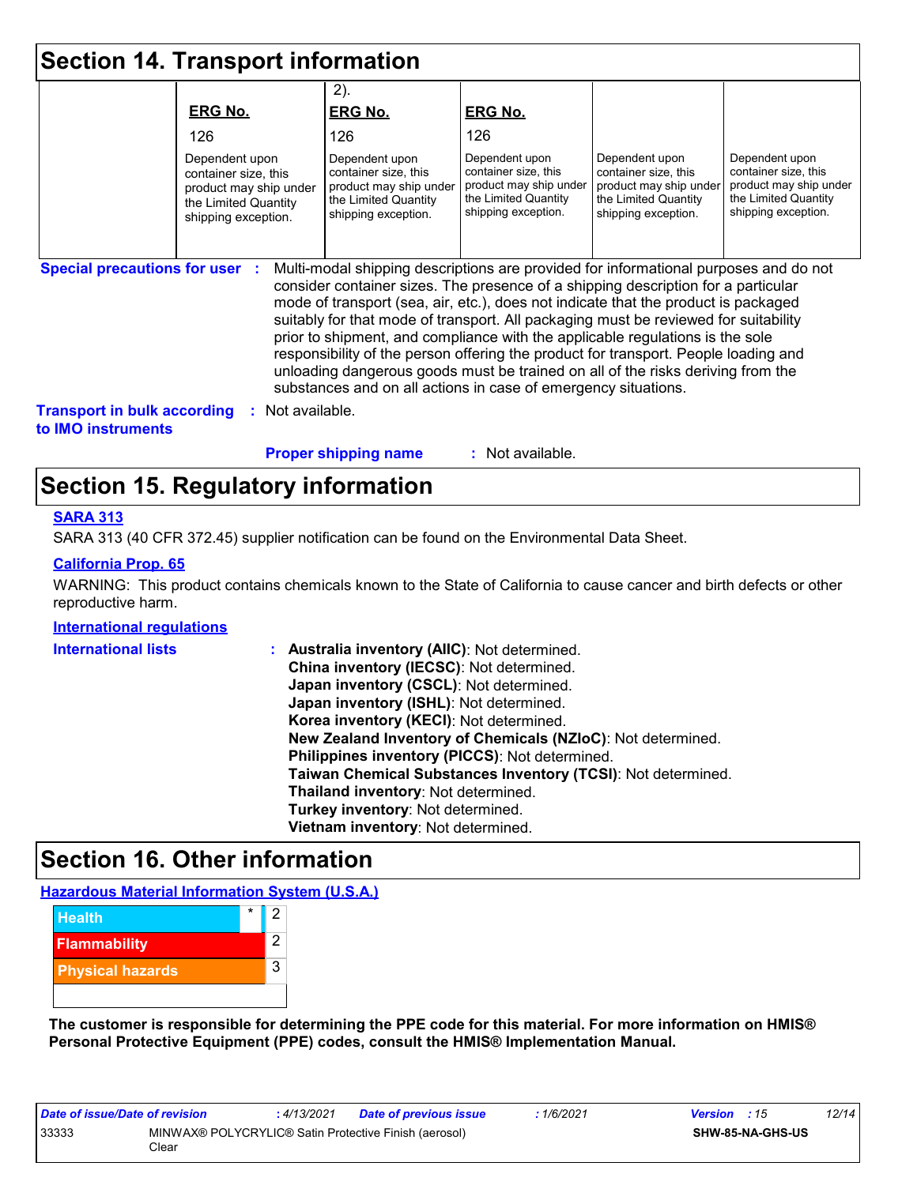## Section 14. Transport information

| | | 2). | | | |
|---|---|---|---|---|---|
| | **ERG No.** | **ERG No.** | **ERG No.** | | |
| | 126 | 126 | 126 | | |
| | Dependent upon container size, this product may ship under the Limited Quantity shipping exception. | Dependent upon container size, this product may ship under the Limited Quantity shipping exception. | Dependent upon container size, this product may ship under the Limited Quantity shipping exception. | Dependent upon container size, this product may ship under the Limited Quantity shipping exception. | Dependent upon container size, this product may ship under the Limited Quantity shipping exception. |

**Special precautions for user** : Multi-modal shipping descriptions are provided for informational purposes and do not consider container sizes. The presence of a shipping description for a particular mode of transport (sea, air, etc.), does not indicate that the product is packaged suitably for that mode of transport. All packaging must be reviewed for suitability prior to shipment, and compliance with the applicable regulations is the sole responsibility of the person offering the product for transport. People loading and unloading dangerous goods must be trained on all of the risks deriving from the substances and on all actions in case of emergency situations.

**Transport in bulk according to IMO instruments** : Not available.

**Proper shipping name** : Not available.

## Section 15. Regulatory information

**SARA 313**

SARA 313 (40 CFR 372.45) supplier notification can be found on the Environmental Data Sheet.

**California Prop. 65**

WARNING: This product contains chemicals known to the State of California to cause cancer and birth defects or other reproductive harm.

**International regulations**

**International lists** :
- **Australia inventory (AIIC)**: Not determined.
- **China inventory (IECSC)**: Not determined.
- **Japan inventory (CSCL)**: Not determined.
- **Japan inventory (ISHL)**: Not determined.
- **Korea inventory (KECI)**: Not determined.
- **New Zealand Inventory of Chemicals (NZIoC)**: Not determined.
- **Philippines inventory (PICCS)**: Not determined.
- **Taiwan Chemical Substances Inventory (TCSI)**: Not determined.
- **Thailand inventory**: Not determined.
- **Turkey inventory**: Not determined.
- **Vietnam inventory**: Not determined.

## Section 16. Other information

**Hazardous Material Information System (U.S.A.)**

| | | |
|---|---|---|
| Health | * | 2 |
| Flammability | | 2 |
| Physical hazards | | 3 |

**The customer is responsible for determining the PPE code for this material. For more information on HMIS® Personal Protective Equipment (PPE) codes, consult the HMIS® Implementation Manual.**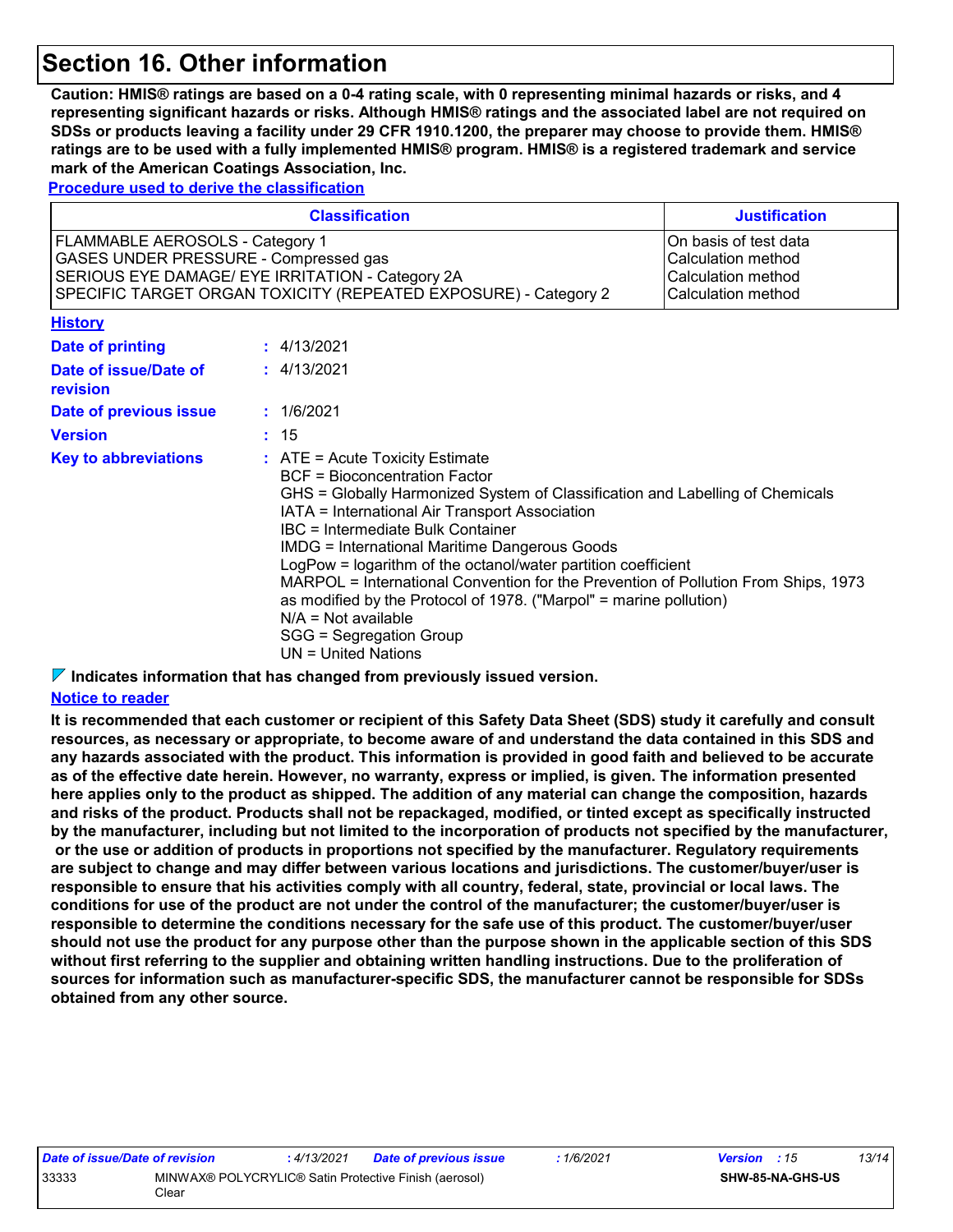# Section 16. Other information

**Caution: HMIS® ratings are based on a 0-4 rating scale, with 0 representing minimal hazards or risks, and 4 representing significant hazards or risks. Although HMIS® ratings and the associated label are not required on SDSs or products leaving a facility under 29 CFR 1910.1200, the preparer may choose to provide them. HMIS® ratings are to be used with a fully implemented HMIS® program. HMIS® is a registered trademark and service mark of the American Coatings Association, Inc.**

**Procedure used to derive the classification**

| Classification | Justification |
|---|---|
| FLAMMABLE AEROSOLS - Category 1<br>GASES UNDER PRESSURE - Compressed gas<br>SERIOUS EYE DAMAGE/ EYE IRRITATION - Category 2A<br>SPECIFIC TARGET ORGAN TOXICITY (REPEATED EXPOSURE) - Category 2 | On basis of test data<br>Calculation method<br>Calculation method<br>Calculation method |

**History**

**Date of printing** : 4/13/2021

**Date of issue/Date of revision** : 4/13/2021

**Date of previous issue** : 1/6/2021

**Version** : 15

**Key to abbreviations** : ATE = Acute Toxicity Estimate
BCF = Bioconcentration Factor
GHS = Globally Harmonized System of Classification and Labelling of Chemicals
IATA = International Air Transport Association
IBC = Intermediate Bulk Container
IMDG = International Maritime Dangerous Goods
LogPow = logarithm of the octanol/water partition coefficient
MARPOL = International Convention for the Prevention of Pollution From Ships, 1973 as modified by the Protocol of 1978. ("Marpol" = marine pollution)
N/A = Not available
SGG = Segregation Group
UN = United Nations

**Indicates information that has changed from previously issued version.**

**Notice to reader**

**It is recommended that each customer or recipient of this Safety Data Sheet (SDS) study it carefully and consult resources, as necessary or appropriate, to become aware of and understand the data contained in this SDS and any hazards associated with the product. This information is provided in good faith and believed to be accurate as of the effective date herein. However, no warranty, express or implied, is given. The information presented here applies only to the product as shipped. The addition of any material can change the composition, hazards and risks of the product. Products shall not be repackaged, modified, or tinted except as specifically instructed by the manufacturer, including but not limited to the incorporation of products not specified by the manufacturer, or the use or addition of products in proportions not specified by the manufacturer. Regulatory requirements are subject to change and may differ between various locations and jurisdictions. The customer/buyer/user is responsible to ensure that his activities comply with all country, federal, state, provincial or local laws. The conditions for use of the product are not under the control of the manufacturer; the customer/buyer/user is responsible to determine the conditions necessary for the safe use of this product. The customer/buyer/user should not use the product for any purpose other than the purpose shown in the applicable section of this SDS without first referring to the supplier and obtaining written handling instructions. Due to the proliferation of sources for information such as manufacturer-specific SDS, the manufacturer cannot be responsible for SDSs obtained from any other source.**